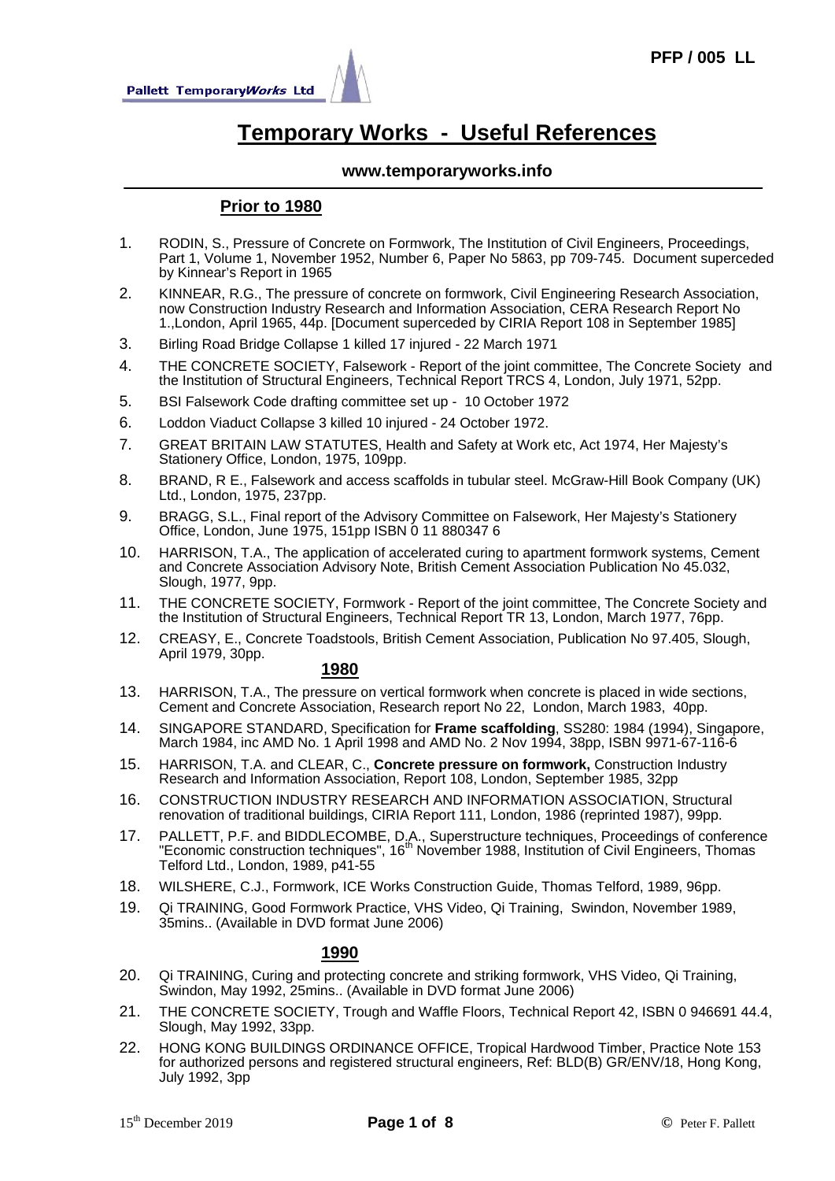# Temporary Works - Useful References

**www.temporaryworks.info**

## Prior to 1980

1. RODIN, S., Pressure of Concrete on Formwork, The Institution of Civil Engineers, Proceedings, Part 1, Volume 1, November 1952, Number 6, Paper No 5863, pp 709-745. Document superceded by Kinnear's Report in 1965
2. KINNEAR, R.G., The pressure of concrete on formwork, Civil Engineering Research Association, now Construction Industry Research and Information Association, CERA Research Report No 1.,London, April 1965, 44p. [Document superceded by CIRIA Report 108 in September 1985]
3. Birling Road Bridge Collapse 1 killed 17 injured - 22 March 1971
4. THE CONCRETE SOCIETY, Falsework - Report of the joint committee, The Concrete Society and the Institution of Structural Engineers, Technical Report TRCS 4, London, July 1971, 52pp.
5. BSI Falsework Code drafting committee set up - 10 October 1972
6. Loddon Viaduct Collapse 3 killed 10 injured - 24 October 1972.
7. GREAT BRITAIN LAW STATUTES, Health and Safety at Work etc, Act 1974, Her Majesty's Stationery Office, London, 1975, 109pp.
8. BRAND, R E., Falsework and access scaffolds in tubular steel. McGraw-Hill Book Company (UK) Ltd., London, 1975, 237pp.
9. BRAGG, S.L., Final report of the Advisory Committee on Falsework, Her Majesty's Stationery Office, London, June 1975, 151pp ISBN 0 11 880347 6
10. HARRISON, T.A., The application of accelerated curing to apartment formwork systems, Cement and Concrete Association Advisory Note, British Cement Association Publication No 45.032, Slough, 1977, 9pp.
11. THE CONCRETE SOCIETY, Formwork - Report of the joint committee, The Concrete Society and the Institution of Structural Engineers, Technical Report TR 13, London, March 1977, 76pp.
12. CREASY, E., Concrete Toadstools, British Cement Association, Publication No 97.405, Slough, April 1979, 30pp.

## 1980

13. HARRISON, T.A., The pressure on vertical formwork when concrete is placed in wide sections, Cement and Concrete Association, Research report No 22, London, March 1983, 40pp.
14. SINGAPORE STANDARD, Specification for **Frame scaffolding**, SS280: 1984 (1994), Singapore, March 1984, inc AMD No. 1 April 1998 and AMD No. 2 Nov 1994, 38pp, ISBN 9971-67-116-6
15. HARRISON, T.A. and CLEAR, C., **Concrete pressure on formwork,** Construction Industry Research and Information Association, Report 108, London, September 1985, 32pp
16. CONSTRUCTION INDUSTRY RESEARCH AND INFORMATION ASSOCIATION, Structural renovation of traditional buildings, CIRIA Report 111, London, 1986 (reprinted 1987), 99pp.
17. PALLETT, P.F. and BIDDLECOMBE, D.A., Superstructure techniques, Proceedings of conference "Economic construction techniques", 16th November 1988, Institution of Civil Engineers, Thomas Telford Ltd., London, 1989, p41-55
18. WILSHERE, C.J., Formwork, ICE Works Construction Guide, Thomas Telford, 1989, 96pp.
19. Qi TRAINING, Good Formwork Practice, VHS Video, Qi Training, Swindon, November 1989, 35mins.. (Available in DVD format June 2006)

## 1990

20. Qi TRAINING, Curing and protecting concrete and striking formwork, VHS Video, Qi Training, Swindon, May 1992, 25mins.. (Available in DVD format June 2006)
21. THE CONCRETE SOCIETY, Trough and Waffle Floors, Technical Report 42, ISBN 0 946691 44.4, Slough, May 1992, 33pp.
22. HONG KONG BUILDINGS ORDINANCE OFFICE, Tropical Hardwood Timber, Practice Note 153 for authorized persons and registered structural engineers, Ref: BLD(B) GR/ENV/18, Hong Kong, July 1992, 3pp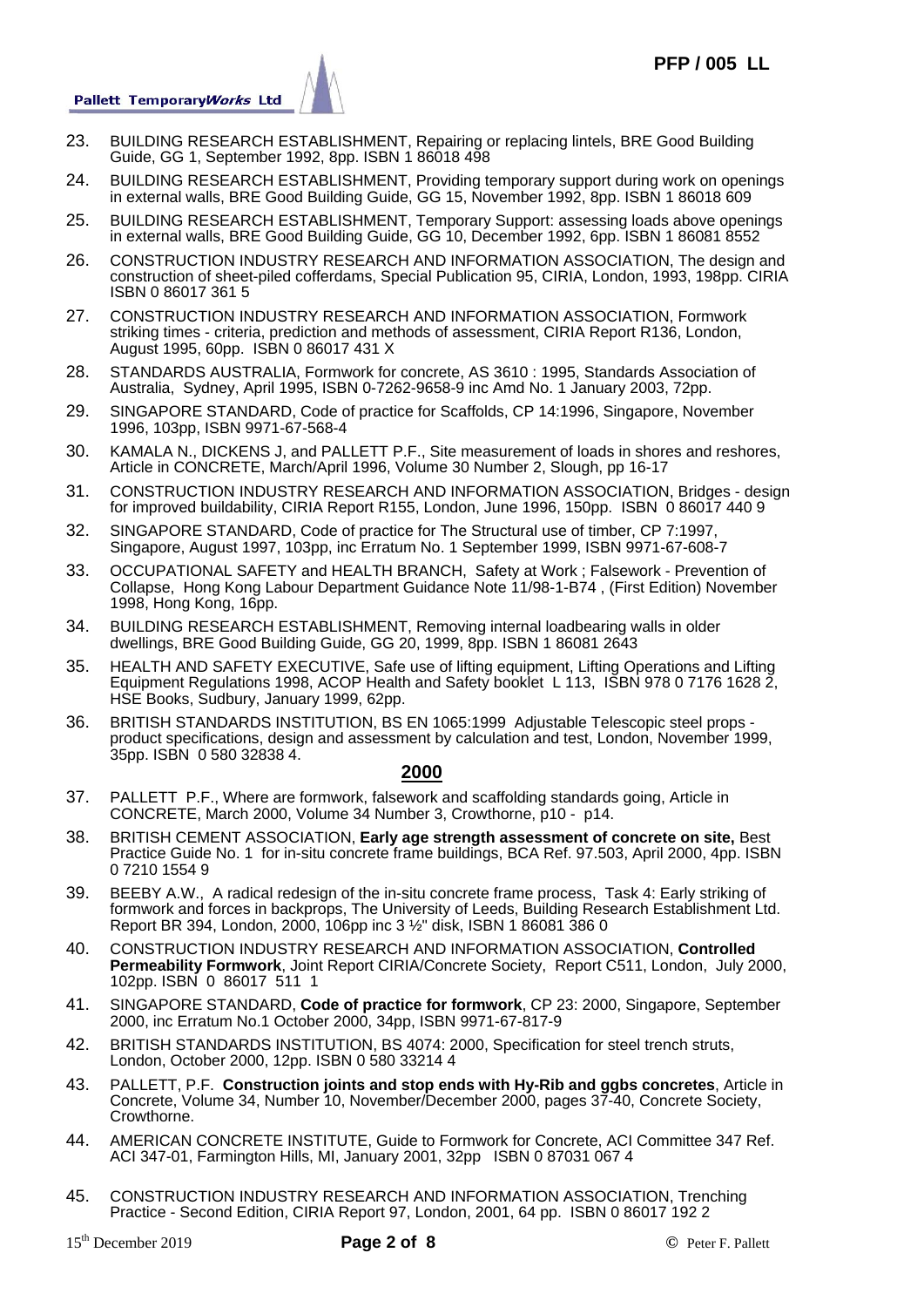23. BUILDING RESEARCH ESTABLISHMENT, Repairing or replacing lintels, BRE Good Building Guide, GG 1, September 1992, 8pp. ISBN 1 86018 498

24. BUILDING RESEARCH ESTABLISHMENT, Providing temporary support during work on openings in external walls, BRE Good Building Guide, GG 15, November 1992, 8pp. ISBN 1 86018 609

25. BUILDING RESEARCH ESTABLISHMENT, Temporary Support: assessing loads above openings in external walls, BRE Good Building Guide, GG 10, December 1992, 6pp. ISBN 1 86081 8552

26. CONSTRUCTION INDUSTRY RESEARCH AND INFORMATION ASSOCIATION, The design and construction of sheet-piled cofferdams, Special Publication 95, CIRIA, London, 1993, 198pp. CIRIA ISBN 0 86017 361 5

27. CONSTRUCTION INDUSTRY RESEARCH AND INFORMATION ASSOCIATION, Formwork striking times - criteria, prediction and methods of assessment, CIRIA Report R136, London, August 1995, 60pp. ISBN 0 86017 431 X

28. STANDARDS AUSTRALIA, Formwork for concrete, AS 3610 : 1995, Standards Association of Australia, Sydney, April 1995, ISBN 0-7262-9658-9 inc Amd No. 1 January 2003, 72pp.

29. SINGAPORE STANDARD, Code of practice for Scaffolds, CP 14:1996, Singapore, November 1996, 103pp, ISBN 9971-67-568-4

30. KAMALA N., DICKENS J, and PALLETT P.F., Site measurement of loads in shores and reshores, Article in CONCRETE, March/April 1996, Volume 30 Number 2, Slough, pp 16-17

31. CONSTRUCTION INDUSTRY RESEARCH AND INFORMATION ASSOCIATION, Bridges - design for improved buildability, CIRIA Report R155, London, June 1996, 150pp. ISBN 0 86017 440 9

32. SINGAPORE STANDARD, Code of practice for The Structural use of timber, CP 7:1997, Singapore, August 1997, 103pp, inc Erratum No. 1 September 1999, ISBN 9971-67-608-7

33. OCCUPATIONAL SAFETY and HEALTH BRANCH, Safety at Work ; Falsework - Prevention of Collapse, Hong Kong Labour Department Guidance Note 11/98-1-B74 , (First Edition) November 1998, Hong Kong, 16pp.

34. BUILDING RESEARCH ESTABLISHMENT, Removing internal loadbearing walls in older dwellings, BRE Good Building Guide, GG 20, 1999, 8pp. ISBN 1 86081 2643

35. HEALTH AND SAFETY EXECUTIVE, Safe use of lifting equipment, Lifting Operations and Lifting Equipment Regulations 1998, ACOP Health and Safety booklet L 113, ISBN 978 0 7176 1628 2, HSE Books, Sudbury, January 1999, 62pp.

36. BRITISH STANDARDS INSTITUTION, BS EN 1065:1999 Adjustable Telescopic steel props - product specifications, design and assessment by calculation and test, London, November 1999, 35pp. ISBN 0 580 32838 4.

## 2000

37. PALLETT P.F., Where are formwork, falsework and scaffolding standards going, Article in CONCRETE, March 2000, Volume 34 Number 3, Crowthorne, p10 - p14.

38. BRITISH CEMENT ASSOCIATION, **Early age strength assessment of concrete on site,** Best Practice Guide No. 1 for in-situ concrete frame buildings, BCA Ref. 97.503, April 2000, 4pp. ISBN 0 7210 1554 9

39. BEEBY A.W., A radical redesign of the in-situ concrete frame process, Task 4: Early striking of formwork and forces in backprops, The University of Leeds, Building Research Establishment Ltd. Report BR 394, London, 2000, 106pp inc 3 ½" disk, ISBN 1 86081 386 0

40. CONSTRUCTION INDUSTRY RESEARCH AND INFORMATION ASSOCIATION, **Controlled Permeability Formwork**, Joint Report CIRIA/Concrete Society, Report C511, London, July 2000, 102pp. ISBN 0 86017 511 1

41. SINGAPORE STANDARD, **Code of practice for formwork**, CP 23: 2000, Singapore, September 2000, inc Erratum No.1 October 2000, 34pp, ISBN 9971-67-817-9

42. BRITISH STANDARDS INSTITUTION, BS 4074: 2000, Specification for steel trench struts, London, October 2000, 12pp. ISBN 0 580 33214 4

43. PALLETT, P.F. **Construction joints and stop ends with Hy-Rib and ggbs concretes**, Article in Concrete, Volume 34, Number 10, November/December 2000, pages 37-40, Concrete Society, Crowthorne.

44. AMERICAN CONCRETE INSTITUTE, Guide to Formwork for Concrete, ACI Committee 347 Ref. ACI 347-01, Farmington Hills, MI, January 2001, 32pp ISBN 0 87031 067 4

45. CONSTRUCTION INDUSTRY RESEARCH AND INFORMATION ASSOCIATION, Trenching Practice - Second Edition, CIRIA Report 97, London, 2001, 64 pp. ISBN 0 86017 192 2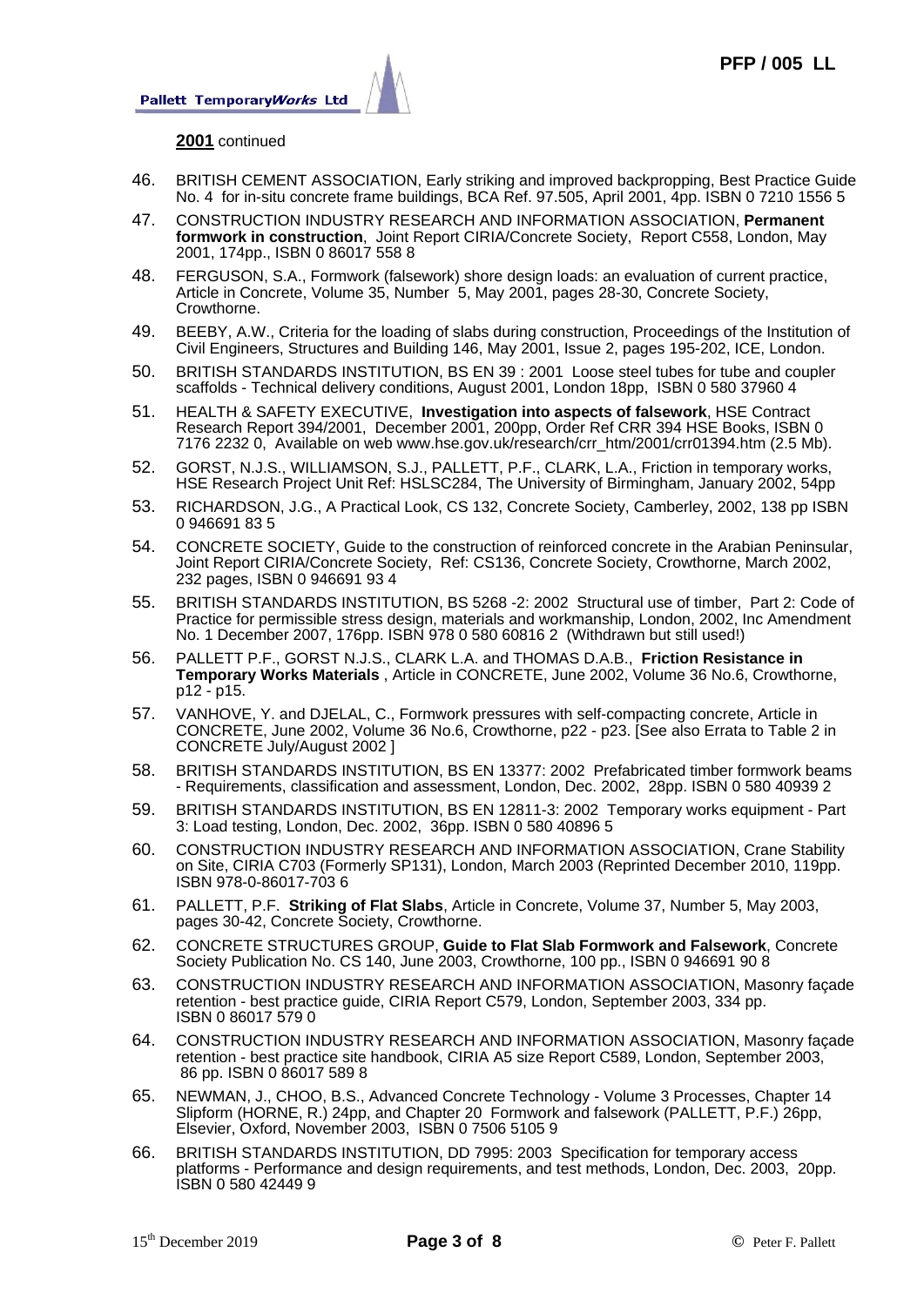**2001** continued

46. BRITISH CEMENT ASSOCIATION, Early striking and improved backpropping, Best Practice Guide No. 4 for in-situ concrete frame buildings, BCA Ref. 97.505, April 2001, 4pp. ISBN 0 7210 1556 5
47. CONSTRUCTION INDUSTRY RESEARCH AND INFORMATION ASSOCIATION, **Permanent formwork in construction**, Joint Report CIRIA/Concrete Society, Report C558, London, May 2001, 174pp., ISBN 0 86017 558 8
48. FERGUSON, S.A., Formwork (falsework) shore design loads: an evaluation of current practice, Article in Concrete, Volume 35, Number 5, May 2001, pages 28-30, Concrete Society, Crowthorne.
49. BEEBY, A.W., Criteria for the loading of slabs during construction, Proceedings of the Institution of Civil Engineers, Structures and Building 146, May 2001, Issue 2, pages 195-202, ICE, London.
50. BRITISH STANDARDS INSTITUTION, BS EN 39 : 2001 Loose steel tubes for tube and coupler scaffolds - Technical delivery conditions, August 2001, London 18pp, ISBN 0 580 37960 4
51. HEALTH & SAFETY EXECUTIVE, **Investigation into aspects of falsework**, HSE Contract Research Report 394/2001, December 2001, 200pp, Order Ref CRR 394 HSE Books, ISBN 0 7176 2232 0, Available on web www.hse.gov.uk/research/crr_htm/2001/crr01394.htm (2.5 Mb).
52. GORST, N.J.S., WILLIAMSON, S.J., PALLETT, P.F., CLARK, L.A., Friction in temporary works, HSE Research Project Unit Ref: HSLSC284, The University of Birmingham, January 2002, 54pp
53. RICHARDSON, J.G., A Practical Look, CS 132, Concrete Society, Camberley, 2002, 138 pp ISBN 0 946691 83 5
54. CONCRETE SOCIETY, Guide to the construction of reinforced concrete in the Arabian Peninsular, Joint Report CIRIA/Concrete Society, Ref: CS136, Concrete Society, Crowthorne, March 2002, 232 pages, ISBN 0 946691 93 4
55. BRITISH STANDARDS INSTITUTION, BS 5268 -2: 2002 Structural use of timber, Part 2: Code of Practice for permissible stress design, materials and workmanship, London, 2002, Inc Amendment No. 1 December 2007, 176pp. ISBN 978 0 580 60816 2 (Withdrawn but still used!)
56. PALLETT P.F., GORST N.J.S., CLARK L.A. and THOMAS D.A.B., **Friction Resistance in Temporary Works Materials** , Article in CONCRETE, June 2002, Volume 36 No.6, Crowthorne, p12 - p15.
57. VANHOVE, Y. and DJELAL, C., Formwork pressures with self-compacting concrete, Article in CONCRETE, June 2002, Volume 36 No.6, Crowthorne, p22 - p23. [See also Errata to Table 2 in CONCRETE July/August 2002 ]
58. BRITISH STANDARDS INSTITUTION, BS EN 13377: 2002 Prefabricated timber formwork beams - Requirements, classification and assessment, London, Dec. 2002, 28pp. ISBN 0 580 40939 2
59. BRITISH STANDARDS INSTITUTION, BS EN 12811-3: 2002 Temporary works equipment - Part 3: Load testing, London, Dec. 2002, 36pp. ISBN 0 580 40896 5
60. CONSTRUCTION INDUSTRY RESEARCH AND INFORMATION ASSOCIATION, Crane Stability on Site, CIRIA C703 (Formerly SP131), London, March 2003 (Reprinted December 2010, 119pp. ISBN 978-0-86017-703 6
61. PALLETT, P.F. **Striking of Flat Slabs**, Article in Concrete, Volume 37, Number 5, May 2003, pages 30-42, Concrete Society, Crowthorne.
62. CONCRETE STRUCTURES GROUP, **Guide to Flat Slab Formwork and Falsework**, Concrete Society Publication No. CS 140, June 2003, Crowthorne, 100 pp., ISBN 0 946691 90 8
63. CONSTRUCTION INDUSTRY RESEARCH AND INFORMATION ASSOCIATION, Masonry façade retention - best practice guide, CIRIA Report C579, London, September 2003, 334 pp. ISBN 0 86017 579 0
64. CONSTRUCTION INDUSTRY RESEARCH AND INFORMATION ASSOCIATION, Masonry façade retention - best practice site handbook, CIRIA A5 size Report C589, London, September 2003, 86 pp. ISBN 0 86017 589 8
65. NEWMAN, J., CHOO, B.S., Advanced Concrete Technology - Volume 3 Processes, Chapter 14 Slipform (HORNE, R.) 24pp, and Chapter 20 Formwork and falsework (PALLETT, P.F.) 26pp, Elsevier, Oxford, November 2003, ISBN 0 7506 5105 9
66. BRITISH STANDARDS INSTITUTION, DD 7995: 2003 Specification for temporary access platforms - Performance and design requirements, and test methods, London, Dec. 2003, 20pp. ISBN 0 580 42449 9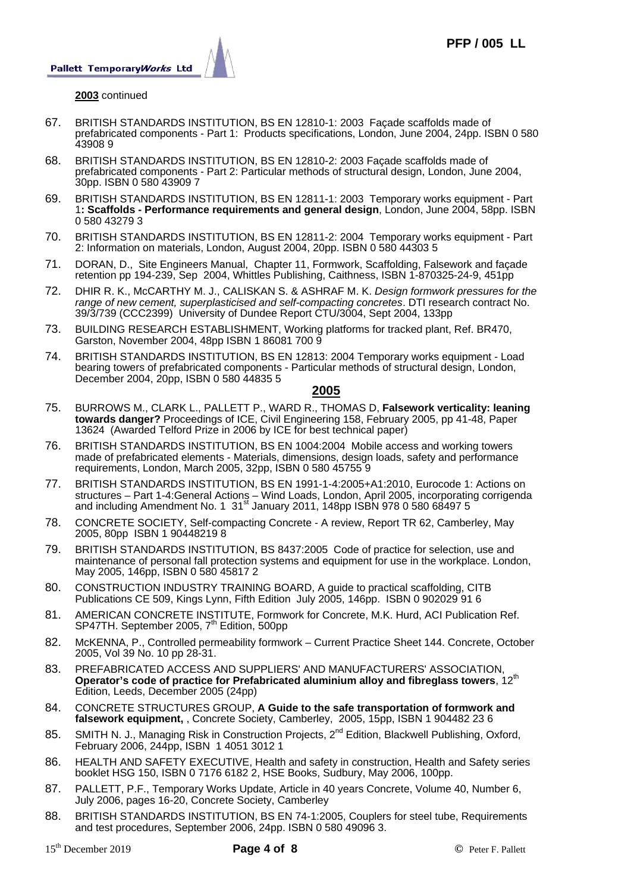**2003** continued

67. BRITISH STANDARDS INSTITUTION, BS EN 12810-1: 2003 Façade scaffolds made of prefabricated components - Part 1: Products specifications, London, June 2004, 24pp. ISBN 0 580 43908 9

68. BRITISH STANDARDS INSTITUTION, BS EN 12810-2: 2003 Façade scaffolds made of prefabricated components - Part 2: Particular methods of structural design, London, June 2004, 30pp. ISBN 0 580 43909 7

69. BRITISH STANDARDS INSTITUTION, BS EN 12811-1: 2003 Temporary works equipment - Part 1**: Scaffolds - Performance requirements and general design**, London, June 2004, 58pp. ISBN 0 580 43279 3

70. BRITISH STANDARDS INSTITUTION, BS EN 12811-2: 2004 Temporary works equipment - Part 2: Information on materials, London, August 2004, 20pp. ISBN 0 580 44303 5

71. DORAN, D., Site Engineers Manual, Chapter 11, Formwork, Scaffolding, Falsework and façade retention pp 194-239, Sep 2004, Whittles Publishing, Caithness, ISBN 1-870325-24-9, 451pp

72. DHIR R. K., McCARTHY M. J., CALISKAN S. & ASHRAF M. K. *Design formwork pressures for the range of new cement, superplasticised and self-compacting concretes*. DTI research contract No. 39/3/739 (CCC2399) University of Dundee Report CTU/3004, Sept 2004, 133pp

73. BUILDING RESEARCH ESTABLISHMENT, Working platforms for tracked plant, Ref. BR470, Garston, November 2004, 48pp ISBN 1 86081 700 9

74. BRITISH STANDARDS INSTITUTION, BS EN 12813: 2004 Temporary works equipment - Load bearing towers of prefabricated components - Particular methods of structural design, London, December 2004, 20pp, ISBN 0 580 44835 5

## 2005

75. BURROWS M., CLARK L., PALLETT P., WARD R., THOMAS D, **Falsework verticality: leaning towards danger?** Proceedings of ICE, Civil Engineering 158, February 2005, pp 41-48, Paper 13624 (Awarded Telford Prize in 2006 by ICE for best technical paper)

76. BRITISH STANDARDS INSTITUTION, BS EN 1004:2004 Mobile access and working towers made of prefabricated elements - Materials, dimensions, design loads, safety and performance requirements, London, March 2005, 32pp, ISBN 0 580 45755 9

77. BRITISH STANDARDS INSTITUTION, BS EN 1991-1-4:2005+A1:2010, Eurocode 1: Actions on structures – Part 1-4:General Actions – Wind Loads, London, April 2005, incorporating corrigenda and including Amendment No. 1 31st January 2011, 148pp ISBN 978 0 580 68497 5

78. CONCRETE SOCIETY, Self-compacting Concrete - A review, Report TR 62, Camberley, May 2005, 80pp ISBN 1 90448219 8

79. BRITISH STANDARDS INSTITUTION, BS 8437:2005 Code of practice for selection, use and maintenance of personal fall protection systems and equipment for use in the workplace. London, May 2005, 146pp, ISBN 0 580 45817 2

80. CONSTRUCTION INDUSTRY TRAINING BOARD, A guide to practical scaffolding, CITB Publications CE 509, Kings Lynn, Fifth Edition July 2005, 146pp. ISBN 0 902029 91 6

81. AMERICAN CONCRETE INSTITUTE, Formwork for Concrete, M.K. Hurd, ACI Publication Ref. SP47TH. September 2005, 7th Edition, 500pp

82. McKENNA, P., Controlled permeability formwork – Current Practice Sheet 144. Concrete, October 2005, Vol 39 No. 10 pp 28-31.

83. PREFABRICATED ACCESS AND SUPPLIERS' AND MANUFACTURERS' ASSOCIATION, **Operator's code of practice for Prefabricated aluminium alloy and fibreglass towers**, 12th Edition, Leeds, December 2005 (24pp)

84. CONCRETE STRUCTURES GROUP, **A Guide to the safe transportation of formwork and falsework equipment,** , Concrete Society, Camberley, 2005, 15pp, ISBN 1 904482 23 6

85. SMITH N. J., Managing Risk in Construction Projects, 2nd Edition, Blackwell Publishing, Oxford, February 2006, 244pp, ISBN 1 4051 3012 1

86. HEALTH AND SAFETY EXECUTIVE, Health and safety in construction, Health and Safety series booklet HSG 150, ISBN 0 7176 6182 2, HSE Books, Sudbury, May 2006, 100pp.

87. PALLETT, P.F., Temporary Works Update, Article in 40 years Concrete, Volume 40, Number 6, July 2006, pages 16-20, Concrete Society, Camberley

88. BRITISH STANDARDS INSTITUTION, BS EN 74-1:2005, Couplers for steel tube, Requirements and test procedures, September 2006, 24pp. ISBN 0 580 49096 3.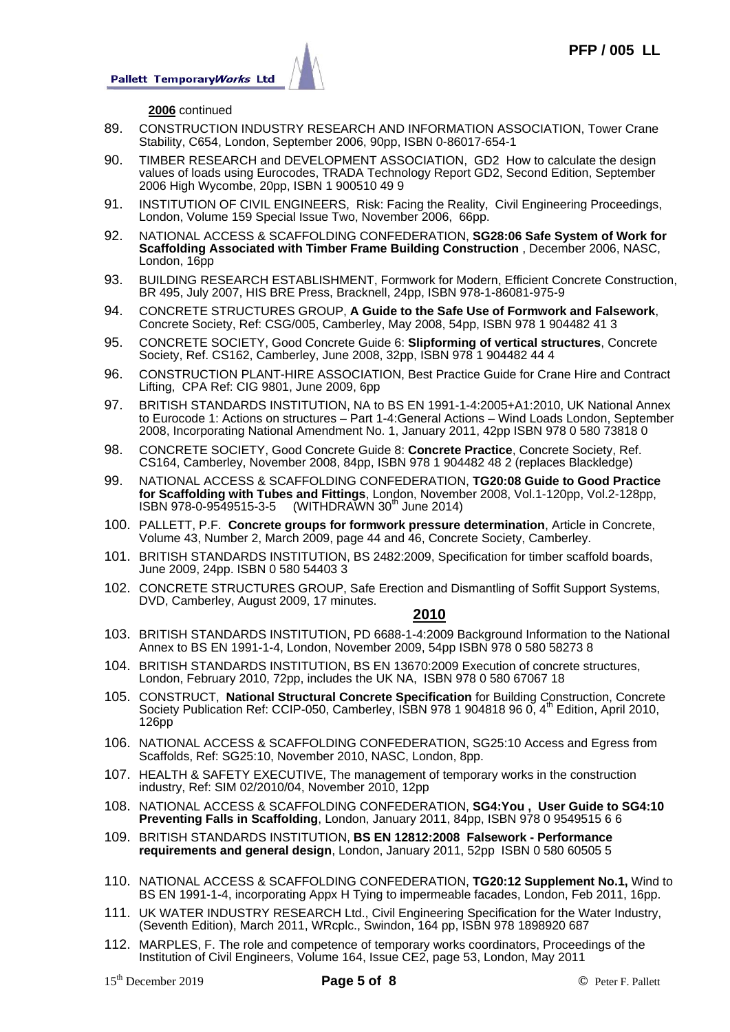**2006** continued

89. CONSTRUCTION INDUSTRY RESEARCH AND INFORMATION ASSOCIATION, Tower Crane Stability, C654, London, September 2006, 90pp, ISBN 0-86017-654-1
90. TIMBER RESEARCH and DEVELOPMENT ASSOCIATION, GD2 How to calculate the design values of loads using Eurocodes, TRADA Technology Report GD2, Second Edition, September 2006 High Wycombe, 20pp, ISBN 1 900510 49 9
91. INSTITUTION OF CIVIL ENGINEERS, Risk: Facing the Reality, Civil Engineering Proceedings, London, Volume 159 Special Issue Two, November 2006, 66pp.
92. NATIONAL ACCESS & SCAFFOLDING CONFEDERATION, **SG28:06 Safe System of Work for Scaffolding Associated with Timber Frame Building Construction** , December 2006, NASC, London, 16pp
93. BUILDING RESEARCH ESTABLISHMENT, Formwork for Modern, Efficient Concrete Construction, BR 495, July 2007, HIS BRE Press, Bracknell, 24pp, ISBN 978-1-86081-975-9
94. CONCRETE STRUCTURES GROUP, **A Guide to the Safe Use of Formwork and Falsework**, Concrete Society, Ref: CSG/005, Camberley, May 2008, 54pp, ISBN 978 1 904482 41 3
95. CONCRETE SOCIETY, Good Concrete Guide 6: **Slipforming of vertical structures**, Concrete Society, Ref. CS162, Camberley, June 2008, 32pp, ISBN 978 1 904482 44 4
96. CONSTRUCTION PLANT-HIRE ASSOCIATION, Best Practice Guide for Crane Hire and Contract Lifting, CPA Ref: CIG 9801, June 2009, 6pp
97. BRITISH STANDARDS INSTITUTION, NA to BS EN 1991-1-4:2005+A1:2010, UK National Annex to Eurocode 1: Actions on structures – Part 1-4:General Actions – Wind Loads London, September 2008, Incorporating National Amendment No. 1, January 2011, 42pp ISBN 978 0 580 73818 0
98. CONCRETE SOCIETY, Good Concrete Guide 8: **Concrete Practice**, Concrete Society, Ref. CS164, Camberley, November 2008, 84pp, ISBN 978 1 904482 48 2 (replaces Blackledge)
99. NATIONAL ACCESS & SCAFFOLDING CONFEDERATION, **TG20:08 Guide to Good Practice for Scaffolding with Tubes and Fittings**, London, November 2008, Vol.1-120pp, Vol.2-128pp, ISBN 978-0-9549515-3-5 (WITHDRAWN 30th June 2014)
100. PALLETT, P.F. **Concrete groups for formwork pressure determination**, Article in Concrete, Volume 43, Number 2, March 2009, page 44 and 46, Concrete Society, Camberley.
101. BRITISH STANDARDS INSTITUTION, BS 2482:2009, Specification for timber scaffold boards, June 2009, 24pp. ISBN 0 580 54403 3
102. CONCRETE STRUCTURES GROUP, Safe Erection and Dismantling of Soffit Support Systems, DVD, Camberley, August 2009, 17 minutes.

## 2010

103. BRITISH STANDARDS INSTITUTION, PD 6688-1-4:2009 Background Information to the National Annex to BS EN 1991-1-4, London, November 2009, 54pp ISBN 978 0 580 58273 8
104. BRITISH STANDARDS INSTITUTION, BS EN 13670:2009 Execution of concrete structures, London, February 2010, 72pp, includes the UK NA, ISBN 978 0 580 67067 18
105. CONSTRUCT, **National Structural Concrete Specification** for Building Construction, Concrete Society Publication Ref: CCIP-050, Camberley, ISBN 978 1 904818 96 0, 4th Edition, April 2010, 126pp
106. NATIONAL ACCESS & SCAFFOLDING CONFEDERATION, SG25:10 Access and Egress from Scaffolds, Ref: SG25:10, November 2010, NASC, London, 8pp.
107. HEALTH & SAFETY EXECUTIVE, The management of temporary works in the construction industry, Ref: SIM 02/2010/04, November 2010, 12pp
108. NATIONAL ACCESS & SCAFFOLDING CONFEDERATION, **SG4:You , User Guide to SG4:10 Preventing Falls in Scaffolding**, London, January 2011, 84pp, ISBN 978 0 9549515 6 6
109. BRITISH STANDARDS INSTITUTION, **BS EN 12812:2008 Falsework - Performance requirements and general design**, London, January 2011, 52pp ISBN 0 580 60505 5
110. NATIONAL ACCESS & SCAFFOLDING CONFEDERATION, **TG20:12 Supplement No.1,** Wind to BS EN 1991-1-4, incorporating Appx H Tying to impermeable facades, London, Feb 2011, 16pp.
111. UK WATER INDUSTRY RESEARCH Ltd., Civil Engineering Specification for the Water Industry, (Seventh Edition), March 2011, WRcplc., Swindon, 164 pp, ISBN 978 1898920 687
112. MARPLES, F. The role and competence of temporary works coordinators, Proceedings of the Institution of Civil Engineers, Volume 164, Issue CE2, page 53, London, May 2011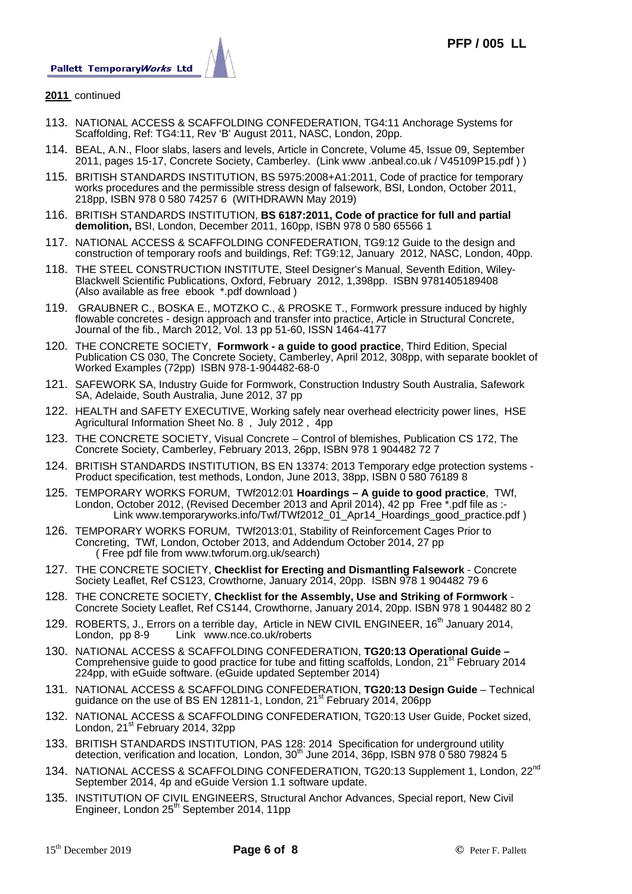**2011** continued

113. NATIONAL ACCESS & SCAFFOLDING CONFEDERATION, TG4:11 Anchorage Systems for Scaffolding, Ref: TG4:11, Rev 'B' August 2011, NASC, London, 20pp.
114. BEAL, A.N., Floor slabs, lasers and levels, Article in Concrete, Volume 45, Issue 09, September 2011, pages 15-17, Concrete Society, Camberley. (Link www .anbeal.co.uk / V45109P15.pdf ) )
115. BRITISH STANDARDS INSTITUTION, BS 5975:2008+A1:2011, Code of practice for temporary works procedures and the permissible stress design of falsework, BSI, London, October 2011, 218pp, ISBN 978 0 580 74257 6 (WITHDRAWN May 2019)
116. BRITISH STANDARDS INSTITUTION, **BS 6187:2011, Code of practice for full and partial demolition,** BSI, London, December 2011, 160pp, ISBN 978 0 580 65566 1
117. NATIONAL ACCESS & SCAFFOLDING CONFEDERATION, TG9:12 Guide to the design and construction of temporary roofs and buildings, Ref: TG9:12, January 2012, NASC, London, 40pp.
118. THE STEEL CONSTRUCTION INSTITUTE, Steel Designer's Manual, Seventh Edition, Wiley-Blackwell Scientific Publications, Oxford, February 2012, 1,398pp. ISBN 9781405189408 (Also available as free ebook *.pdf download )
119. GRAUBNER C., BOSKA E., MOTZKO C., & PROSKE T., Formwork pressure induced by highly flowable concretes - design approach and transfer into practice, Article in Structural Concrete, Journal of the fib., March 2012, Vol. 13 pp 51-60, ISSN 1464-4177
120. THE CONCRETE SOCIETY, **Formwork - a guide to good practice**, Third Edition, Special Publication CS 030, The Concrete Society, Camberley, April 2012, 308pp, with separate booklet of Worked Examples (72pp) ISBN 978-1-904482-68-0
121. SAFEWORK SA, Industry Guide for Formwork, Construction Industry South Australia, Safework SA, Adelaide, South Australia, June 2012, 37 pp
122. HEALTH and SAFETY EXECUTIVE, Working safely near overhead electricity power lines, HSE Agricultural Information Sheet No. 8 , July 2012 , 4pp
123. THE CONCRETE SOCIETY, Visual Concrete – Control of blemishes, Publication CS 172, The Concrete Society, Camberley, February 2013, 26pp, ISBN 978 1 904482 72 7
124. BRITISH STANDARDS INSTITUTION, BS EN 13374: 2013 Temporary edge protection systems - Product specification, test methods, London, June 2013, 38pp, ISBN 0 580 76189 8
125. TEMPORARY WORKS FORUM, TWf2012:01 **Hoardings – A guide to good practice**, TWf, London, October 2012, (Revised December 2013 and April 2014), 42 pp Free *.pdf file as :- Link www.temporaryworks.info/Twf/TWf2012_01_Apr14_Hoardings_good_practice.pdf )
126. TEMPORARY WORKS FORUM, TWf2013:01, Stability of Reinforcement Cages Prior to Concreting, TWf, London, October 2013, and Addendum October 2014, 27 pp ( Free pdf file from www.twforum.org.uk/search)
127. THE CONCRETE SOCIETY, **Checklist for Erecting and Dismantling Falsework** - Concrete Society Leaflet, Ref CS123, Crowthorne, January 2014, 20pp. ISBN 978 1 904482 79 6
128. THE CONCRETE SOCIETY, **Checklist for the Assembly, Use and Striking of Formwork** - Concrete Society Leaflet, Ref CS144, Crowthorne, January 2014, 20pp. ISBN 978 1 904482 80 2
129. ROBERTS, J., Errors on a terrible day, Article in NEW CIVIL ENGINEER, 16th January 2014, London, pp 8-9 Link www.nce.co.uk/roberts
130. NATIONAL ACCESS & SCAFFOLDING CONFEDERATION, **TG20:13 Operational Guide –** Comprehensive guide to good practice for tube and fitting scaffolds, London, 21st February 2014 224pp, with eGuide software. (eGuide updated September 2014)
131. NATIONAL ACCESS & SCAFFOLDING CONFEDERATION, **TG20:13 Design Guide** – Technical guidance on the use of BS EN 12811-1, London, 21st February 2014, 206pp
132. NATIONAL ACCESS & SCAFFOLDING CONFEDERATION, TG20:13 User Guide, Pocket sized, London, 21st February 2014, 32pp
133. BRITISH STANDARDS INSTITUTION, PAS 128: 2014 Specification for underground utility detection, verification and location, London, 30th June 2014, 36pp, ISBN 978 0 580 79824 5
134. NATIONAL ACCESS & SCAFFOLDING CONFEDERATION, TG20:13 Supplement 1, London, 22nd September 2014, 4p and eGuide Version 1.1 software update.
135. INSTITUTION OF CIVIL ENGINEERS, Structural Anchor Advances, Special report, New Civil Engineer, London 25th September 2014, 11pp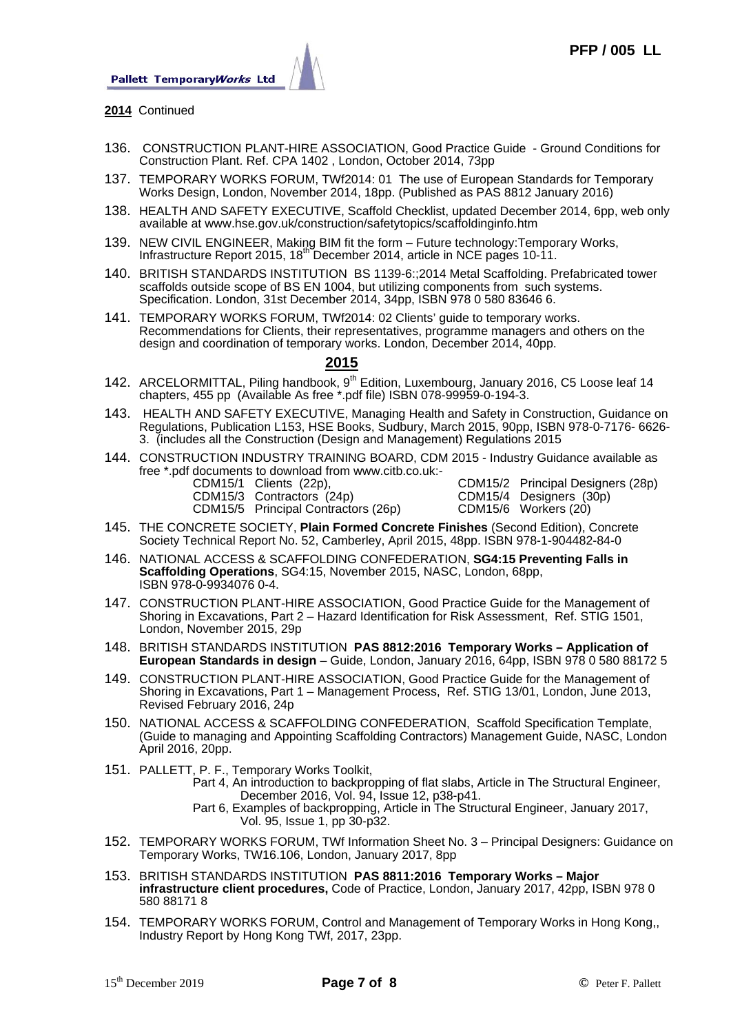**2014** Continued

136. CONSTRUCTION PLANT-HIRE ASSOCIATION, Good Practice Guide - Ground Conditions for Construction Plant. Ref. CPA 1402 , London, October 2014, 73pp

137. TEMPORARY WORKS FORUM, TWf2014: 01 The use of European Standards for Temporary Works Design, London, November 2014, 18pp. (Published as PAS 8812 January 2016)

138. HEALTH AND SAFETY EXECUTIVE, Scaffold Checklist, updated December 2014, 6pp, web only available at www.hse.gov.uk/construction/safetytopics/scaffoldinginfo.htm

139. NEW CIVIL ENGINEER, Making BIM fit the form – Future technology:Temporary Works, Infrastructure Report 2015, 18th December 2014, article in NCE pages 10-11.

140. BRITISH STANDARDS INSTITUTION BS 1139-6:;2014 Metal Scaffolding. Prefabricated tower scaffolds outside scope of BS EN 1004, but utilizing components from such systems. Specification. London, 31st December 2014, 34pp, ISBN 978 0 580 83646 6.

141. TEMPORARY WORKS FORUM, TWf2014: 02 Clients' guide to temporary works. Recommendations for Clients, their representatives, programme managers and others on the design and coordination of temporary works. London, December 2014, 40pp.

## 2015

142. ARCELORMITTAL, Piling handbook, 9th Edition, Luxembourg, January 2016, C5 Loose leaf 14 chapters, 455 pp (Available As free *.pdf file) ISBN 078-99959-0-194-3.

143. HEALTH AND SAFETY EXECUTIVE, Managing Health and Safety in Construction, Guidance on Regulations, Publication L153, HSE Books, Sudbury, March 2015, 90pp, ISBN 978-0-7176- 6626-3. (includes all the Construction (Design and Management) Regulations 2015

144. CONSTRUCTION INDUSTRY TRAINING BOARD, CDM 2015 - Industry Guidance available as free *.pdf documents to download from www.citb.co.uk:-
    - CDM15/1 Clients (22p),
    - CDM15/2 Principal Designers (28p)
    - CDM15/3 Contractors (24p)
    - CDM15/4 Designers (30p)
    - CDM15/5 Principal Contractors (26p)
    - CDM15/6 Workers (20)

145. THE CONCRETE SOCIETY, **Plain Formed Concrete Finishes** (Second Edition), Concrete Society Technical Report No. 52, Camberley, April 2015, 48pp. ISBN 978-1-904482-84-0

146. NATIONAL ACCESS & SCAFFOLDING CONFEDERATION, **SG4:15 Preventing Falls in Scaffolding Operations**, SG4:15, November 2015, NASC, London, 68pp, ISBN 978-0-9934076 0-4.

147. CONSTRUCTION PLANT-HIRE ASSOCIATION, Good Practice Guide for the Management of Shoring in Excavations, Part 2 – Hazard Identification for Risk Assessment, Ref. STIG 1501, London, November 2015, 29p

148. BRITISH STANDARDS INSTITUTION **PAS 8812:2016 Temporary Works – Application of European Standards in design** – Guide, London, January 2016, 64pp, ISBN 978 0 580 88172 5

149. CONSTRUCTION PLANT-HIRE ASSOCIATION, Good Practice Guide for the Management of Shoring in Excavations, Part 1 – Management Process, Ref. STIG 13/01, London, June 2013, Revised February 2016, 24p

150. NATIONAL ACCESS & SCAFFOLDING CONFEDERATION, Scaffold Specification Template, (Guide to managing and Appointing Scaffolding Contractors) Management Guide, NASC, London April 2016, 20pp.

151. PALLETT, P. F., Temporary Works Toolkit,
    Part 4, An introduction to backpropping of flat slabs, Article in The Structural Engineer, December 2016, Vol. 94, Issue 12, p38-p41.
    Part 6, Examples of backpropping, Article in The Structural Engineer, January 2017, Vol. 95, Issue 1, pp 30-p32.

152. TEMPORARY WORKS FORUM, TWf Information Sheet No. 3 – Principal Designers: Guidance on Temporary Works, TW16.106, London, January 2017, 8pp

153. BRITISH STANDARDS INSTITUTION **PAS 8811:2016 Temporary Works – Major infrastructure client procedures,** Code of Practice, London, January 2017, 42pp, ISBN 978 0 580 88171 8

154. TEMPORARY WORKS FORUM, Control and Management of Temporary Works in Hong Kong,, Industry Report by Hong Kong TWf, 2017, 23pp.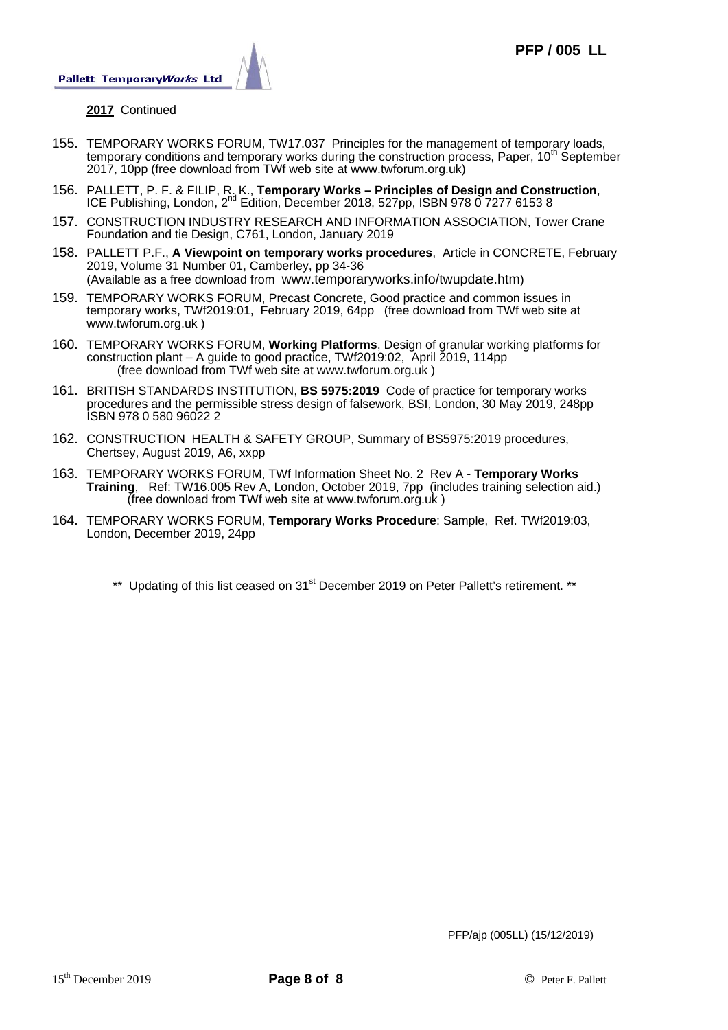**2017** Continued

155. TEMPORARY WORKS FORUM, TW17.037 Principles for the management of temporary loads, temporary conditions and temporary works during the construction process, Paper, 10th September 2017, 10pp (free download from TWf web site at www.twforum.org.uk)
156. PALLETT, P. F. & FILIP, R. K., **Temporary Works – Principles of Design and Construction**, ICE Publishing, London, 2nd Edition, December 2018, 527pp, ISBN 978 0 7277 6153 8
157. CONSTRUCTION INDUSTRY RESEARCH AND INFORMATION ASSOCIATION, Tower Crane Foundation and tie Design, C761, London, January 2019
158. PALLETT P.F., **A Viewpoint on temporary works procedures**, Article in CONCRETE, February 2019, Volume 31 Number 01, Camberley, pp 34-36 (Available as a free download from www.temporaryworks.info/twupdate.htm)
159. TEMPORARY WORKS FORUM, Precast Concrete, Good practice and common issues in temporary works, TWf2019:01, February 2019, 64pp (free download from TWf web site at www.twforum.org.uk )
160. TEMPORARY WORKS FORUM, **Working Platforms**, Design of granular working platforms for construction plant – A guide to good practice, TWf2019:02, April 2019, 114pp (free download from TWf web site at www.twforum.org.uk )
161. BRITISH STANDARDS INSTITUTION, **BS 5975:2019** Code of practice for temporary works procedures and the permissible stress design of falsework, BSI, London, 30 May 2019, 248pp ISBN 978 0 580 96022 2
162. CONSTRUCTION HEALTH & SAFETY GROUP, Summary of BS5975:2019 procedures, Chertsey, August 2019, A6, xxpp
163. TEMPORARY WORKS FORUM, TWf Information Sheet No. 2 Rev A - **Temporary Works Training**, Ref: TW16.005 Rev A, London, October 2019, 7pp (includes training selection aid.) (free download from TWf web site at www.twforum.org.uk )
164. TEMPORARY WORKS FORUM, **Temporary Works Procedure**: Sample, Ref. TWf2019:03, London, December 2019, 24pp

---

** Updating of this list ceased on 31st December 2019 on Peter Pallett's retirement. **

---

PFP/ajp (005LL) (15/12/2019)